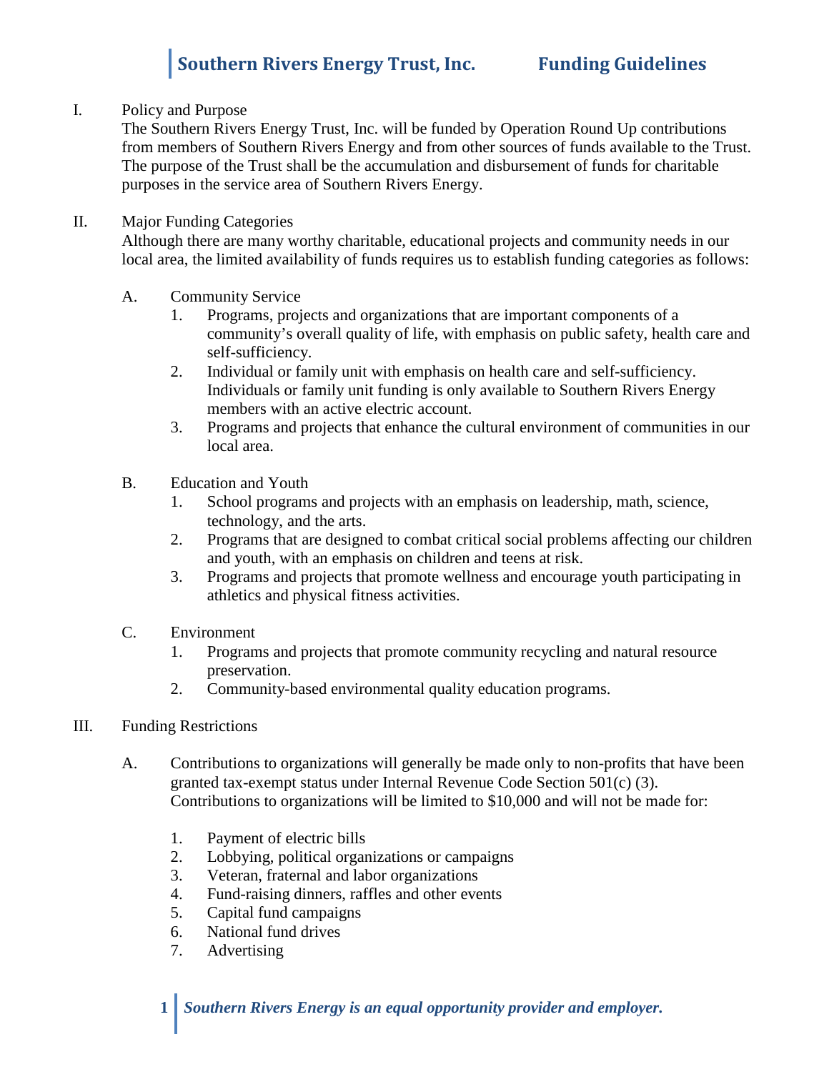# Southern Rivers Energy Trust, Inc. Funding Guidelines

I. Policy and Purpose

The Southern Rivers Energy Trust, Inc. will be funded by Operation Round Up contributions from members of Southern Rivers Energy and from other sources of funds available to the Trust. The purpose of the Trust shall be the accumulation and disbursement of funds for charitable purposes in the service area of Southern Rivers Energy.

II. Major Funding Categories

Although there are many worthy charitable, educational projects and community needs in our local area, the limited availability of funds requires us to establish funding categories as follows:

A. Community Service

1. Programs, projects and organizations that are important components of a community's overall quality of life, with emphasis on public safety, health care and self-sufficiency.
2. Individual or family unit with emphasis on health care and self-sufficiency. Individuals or family unit funding is only available to Southern Rivers Energy members with an active electric account.
3. Programs and projects that enhance the cultural environment of communities in our local area.

B. Education and Youth

1. School programs and projects with an emphasis on leadership, math, science, technology, and the arts.
2. Programs that are designed to combat critical social problems affecting our children and youth, with an emphasis on children and teens at risk.
3. Programs and projects that promote wellness and encourage youth participating in athletics and physical fitness activities.

C. Environment

1. Programs and projects that promote community recycling and natural resource preservation.
2. Community-based environmental quality education programs.

III. Funding Restrictions

A. Contributions to organizations will generally be made only to non-profits that have been granted tax-exempt status under Internal Revenue Code Section 501(c) (3). Contributions to organizations will be limited to $10,000 and will not be made for:

1. Payment of electric bills
2. Lobbying, political organizations or campaigns
3. Veteran, fraternal and labor organizations
4. Fund-raising dinners, raffles and other events
5. Capital fund campaigns
6. National fund drives
7. Advertising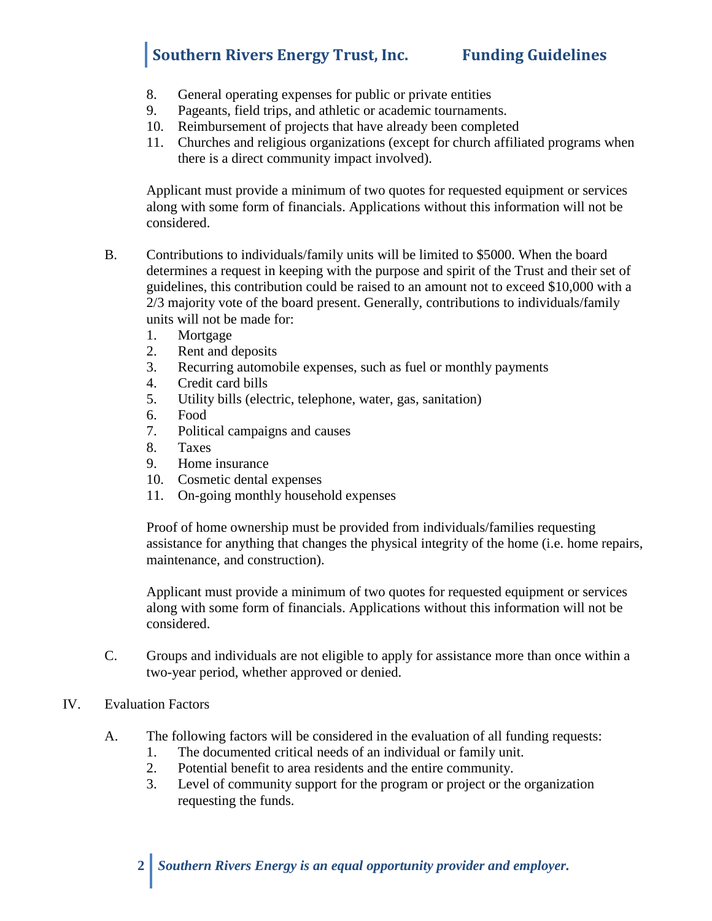8. General operating expenses for public or private entities
9. Pageants, field trips, and athletic or academic tournaments.
10. Reimbursement of projects that have already been completed
11. Churches and religious organizations (except for church affiliated programs when there is a direct community impact involved).

Applicant must provide a minimum of two quotes for requested equipment or services along with some form of financials. Applications without this information will not be considered.

B. Contributions to individuals/family units will be limited to $5000. When the board determines a request in keeping with the purpose and spirit of the Trust and their set of guidelines, this contribution could be raised to an amount not to exceed $10,000 with a 2/3 majority vote of the board present. Generally, contributions to individuals/family units will not be made for:

1. Mortgage
2. Rent and deposits
3. Recurring automobile expenses, such as fuel or monthly payments
4. Credit card bills
5. Utility bills (electric, telephone, water, gas, sanitation)
6. Food
7. Political campaigns and causes
8. Taxes
9. Home insurance
10. Cosmetic dental expenses
11. On-going monthly household expenses

Proof of home ownership must be provided from individuals/families requesting assistance for anything that changes the physical integrity of the home (i.e. home repairs, maintenance, and construction).

Applicant must provide a minimum of two quotes for requested equipment or services along with some form of financials. Applications without this information will not be considered.

C. Groups and individuals are not eligible to apply for assistance more than once within a two-year period, whether approved or denied.

IV. Evaluation Factors

A. The following factors will be considered in the evaluation of all funding requests:

1. The documented critical needs of an individual or family unit.
2. Potential benefit to area residents and the entire community.
3. Level of community support for the program or project or the organization requesting the funds.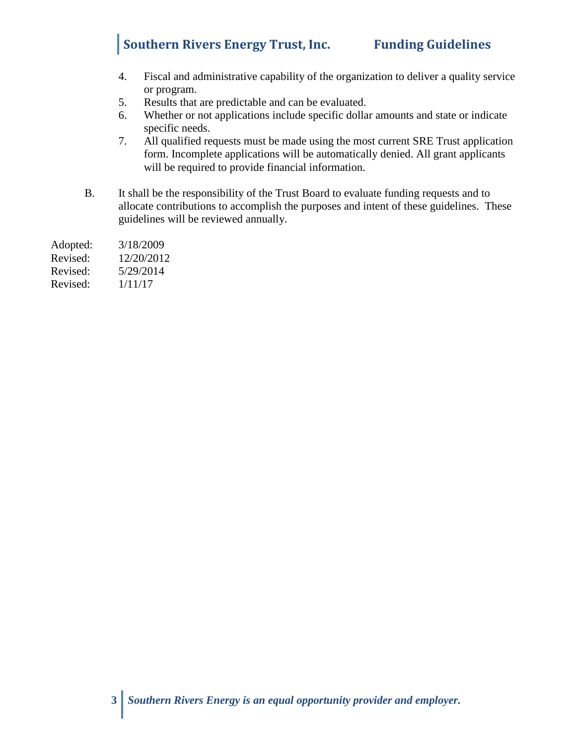4. Fiscal and administrative capability of the organization to deliver a quality service or program.
5. Results that are predictable and can be evaluated.
6. Whether or not applications include specific dollar amounts and state or indicate specific needs.
7. All qualified requests must be made using the most current SRE Trust application form. Incomplete applications will be automatically denied. All grant applicants will be required to provide financial information.

B. It shall be the responsibility of the Trust Board to evaluate funding requests and to allocate contributions to accomplish the purposes and intent of these guidelines. These guidelines will be reviewed annually.

Adopted: 3/18/2009
Revised: 12/20/2012
Revised: 5/29/2014
Revised: 1/11/17